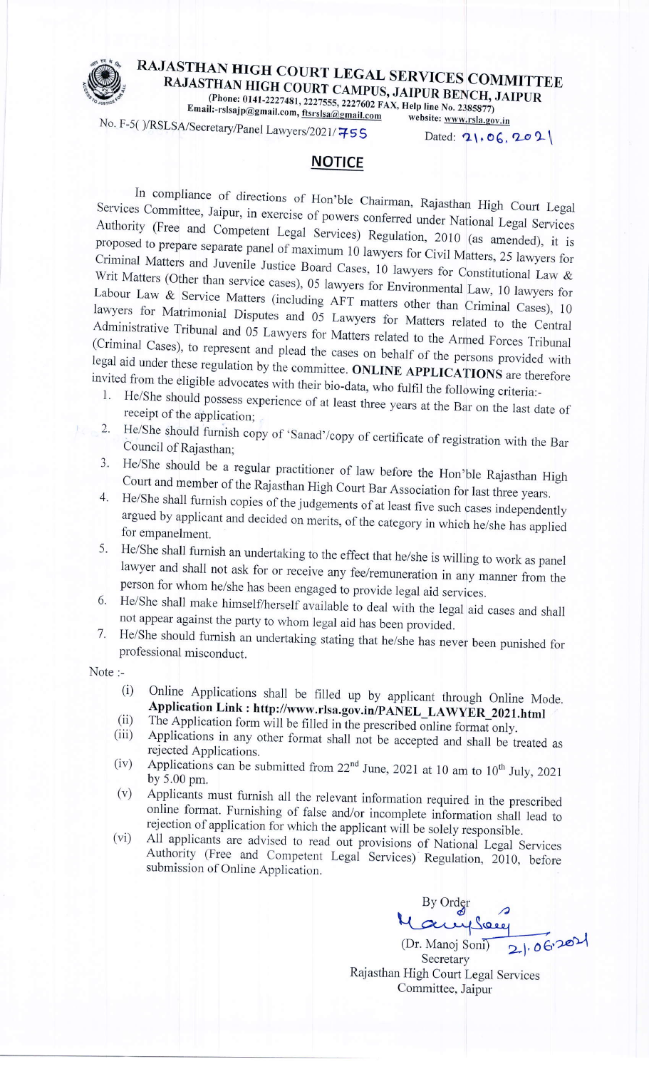# RAJASTHAN HIGH COURT LEGAL SERVICES COMMITTEE

## RAJASTHAN HIGH COURT CAMPUS, JAIPUR BENCH, JAIPUR

(Phone: 0141-2227481, 2227555, 2227602 FAX, Help line No. 2385877)

Email:-rslsajp@gmail.com, ftsrslsa@gmail.com website: www.rsla.gov.in

No. F-5( )/RSLSA/Secretary/Panel Lawyers/2021/755 Dated: 21.06.2021

## NOTICE

In compliance of directions of Hon'ble Chairman, Rajasthan High Court Legal Services Committee, Jaipur, in exercise of powers conferred under National Legal Services Authority (Free and Competent Legal Services) Regulation, 2010 (as amended), it is proposed to prepare separate panel of maximum 10 lawyers for Civil Matters, 25 lawyers for Criminal Matters and Juvenile Justice Board Cases, 10 lawyers for Constitutional Law & Writ Matters (Other than service cases), 05 lawyers for Environmental Law, 10 lawyers for Labour Law & Service Matters (including AFT matters other than Criminal Cases), 10 lawyers for Matrimonial Disputes and 05 Lawyers for Matters related to the Central Administrative Tribunal and 05 Lawyers for Matters related to the Armed Forces Tribunal (Criminal Cases), to represent and plead the cases on behalf of the persons provided with legal aid under these regulation by the committee. **ONLINE APPLICATIONS** are therefore invited from the eligible advocates with their bio-data, who fulfil the following criteria:-

1. He/She should possess experience of at least three years at the Bar on the last date of receipt of the application;
2. He/She should furnish copy of 'Sanad'/copy of certificate of registration with the Bar Council of Rajasthan;
3. He/She should be a regular practitioner of law before the Hon'ble Rajasthan High Court and member of the Rajasthan High Court Bar Association for last three years.
4. He/She shall furnish copies of the judgements of at least five such cases independently argued by applicant and decided on merits, of the category in which he/she has applied for empanelment.
5. He/She shall furnish an undertaking to the effect that he/she is willing to work as panel lawyer and shall not ask for or receive any fee/remuneration in any manner from the person for whom he/she has been engaged to provide legal aid services.
6. He/She shall make himself/herself available to deal with the legal aid cases and shall not appear against the party to whom legal aid has been provided.
7. He/She should furnish an undertaking stating that he/she has never been punished for professional misconduct.

Note :-

- (i) Online Applications shall be filled up by applicant through Online Mode. **Application Link : http://www.rlsa.gov.in/PANEL_LAWYER_2021.html**
- (ii) The Application form will be filled in the prescribed online format only.
- (iii) Applications in any other format shall not be accepted and shall be treated as rejected Applications.
- (iv) Applications can be submitted from 22nd June, 2021 at 10 am to 10th July, 2021 by 5.00 pm.
- (v) Applicants must furnish all the relevant information required in the prescribed online format. Furnishing of false and/or incomplete information shall lead to rejection of application for which the applicant will be solely responsible.
- (vi) All applicants are advised to read out provisions of National Legal Services Authority (Free and Competent Legal Services) Regulation, 2010, before submission of Online Application.

By Order

21.06.2021

(Dr. Manoj Soni)

Secretary

Rajasthan High Court Legal Services Committee, Jaipur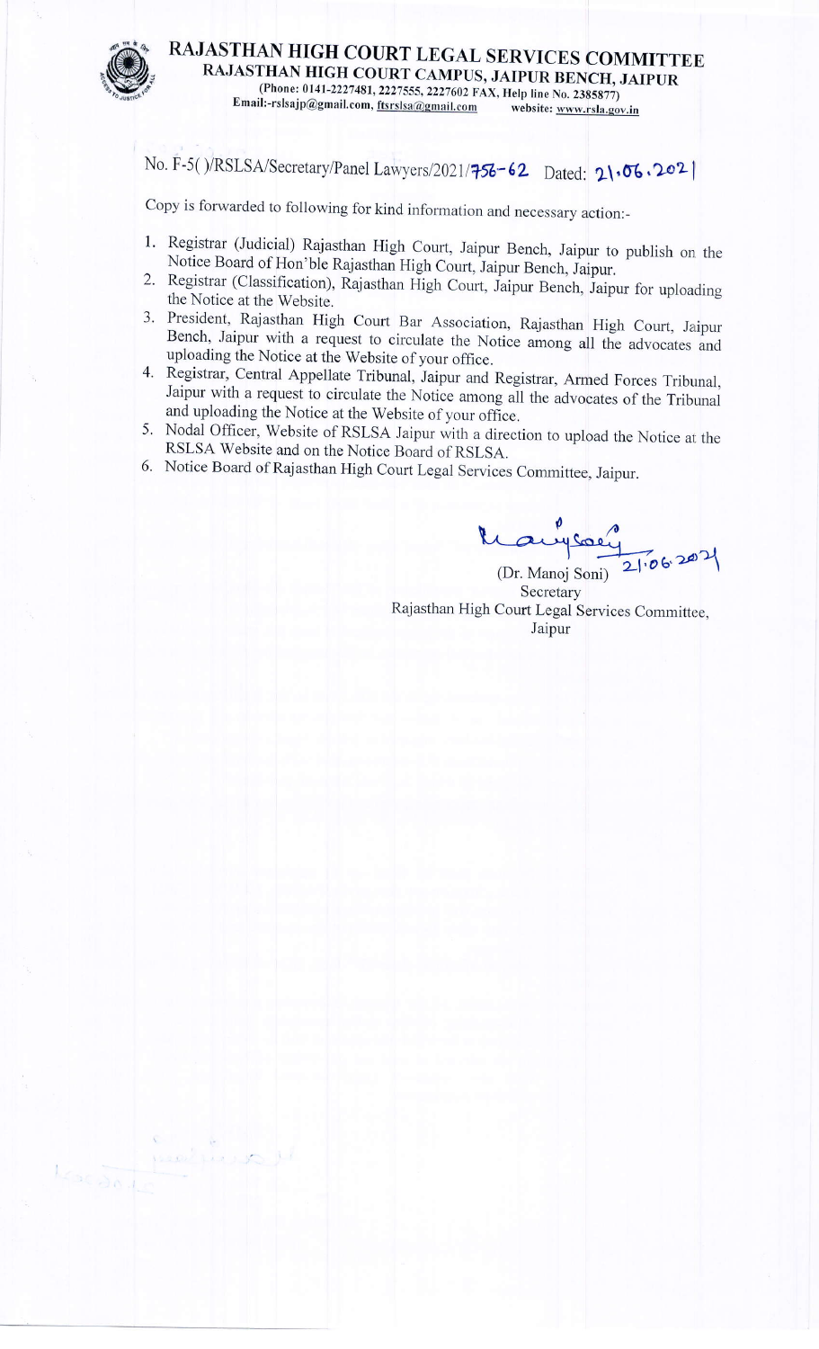# RAJASTHAN HIGH COURT LEGAL SERVICES COMMITTEE

**RAJASTHAN HIGH COURT CAMPUS, JAIPUR BENCH, JAIPUR**

**(Phone: 0141-2227481, 2227555, 2227602 FAX, Help line No. 2385877)**

**Email:-rslsajp@gmail.com, ftsrslsa@gmail.com website: www.rsla.gov.in**

No. F-5( )/RSLSA/Secretary/Panel Lawyers/2021/756-62 Dated: 21.06.2021

Copy is forwarded to following for kind information and necessary action:-

1. Registrar (Judicial) Rajasthan High Court, Jaipur Bench, Jaipur to publish on the Notice Board of Hon'ble Rajasthan High Court, Jaipur Bench, Jaipur.
2. Registrar (Classification), Rajasthan High Court, Jaipur Bench, Jaipur for uploading the Notice at the Website.
3. President, Rajasthan High Court Bar Association, Rajasthan High Court, Jaipur Bench, Jaipur with a request to circulate the Notice among all the advocates and uploading the Notice at the Website of your office.
4. Registrar, Central Appellate Tribunal, Jaipur and Registrar, Armed Forces Tribunal, Jaipur with a request to circulate the Notice among all the advocates of the Tribunal and uploading the Notice at the Website of your office.
5. Nodal Officer, Website of RSLSA Jaipur with a direction to upload the Notice at the RSLSA Website and on the Notice Board of RSLSA.
6. Notice Board of Rajasthan High Court Legal Services Committee, Jaipur.

21.06.2021

(Dr. Manoj Soni)

Secretary

Rajasthan High Court Legal Services Committee,

Jaipur